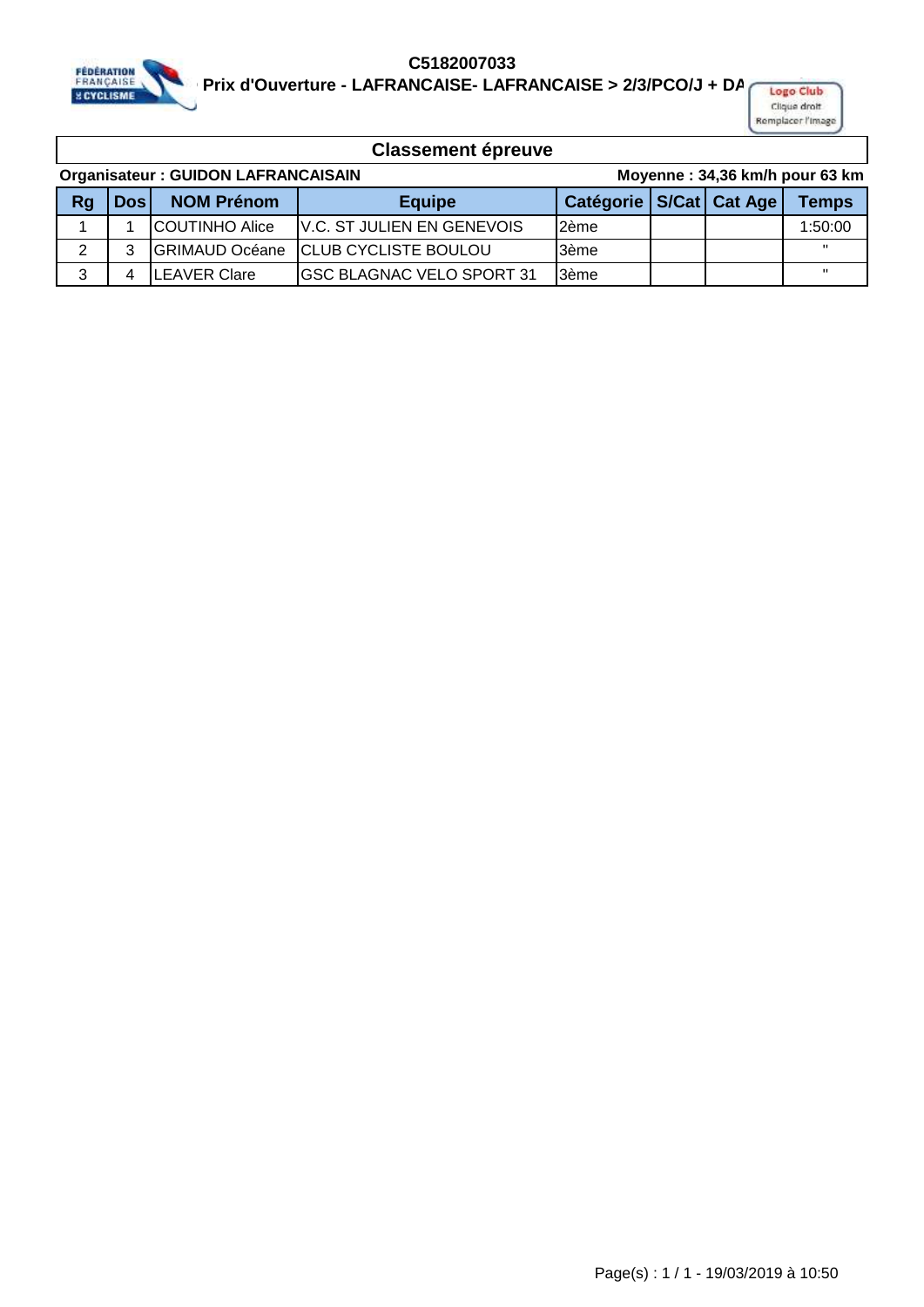**C5182007033**

**Prix d'Ouverture - LAFRANCAISE- LAFRANCAISE > 2/3/PCO/J + DA**

## Classement épreuve

**Organisateur : GUIDON LAFRANCAISAIN** **Moyenne : 34,36 km/h pour 63 km**

| Rg | Dos | NOM Prénom | Equipe | Catégorie | S/Cat | Cat Age | Temps |
|---|---|---|---|---|---|---|---|
| 1 | 1 | COUTINHO Alice | V.C. ST JULIEN EN GENEVOIS | 2ème | | | 1:50:00 |
| 2 | 3 | GRIMAUD Océane | CLUB CYCLISTE BOULOU | 3ème | | | " |
| 3 | 4 | LEAVER Clare | GSC BLAGNAC VELO SPORT 31 | 3ème | | | " |

Page(s) : 1 / 1 - 19/03/2019 à 10:50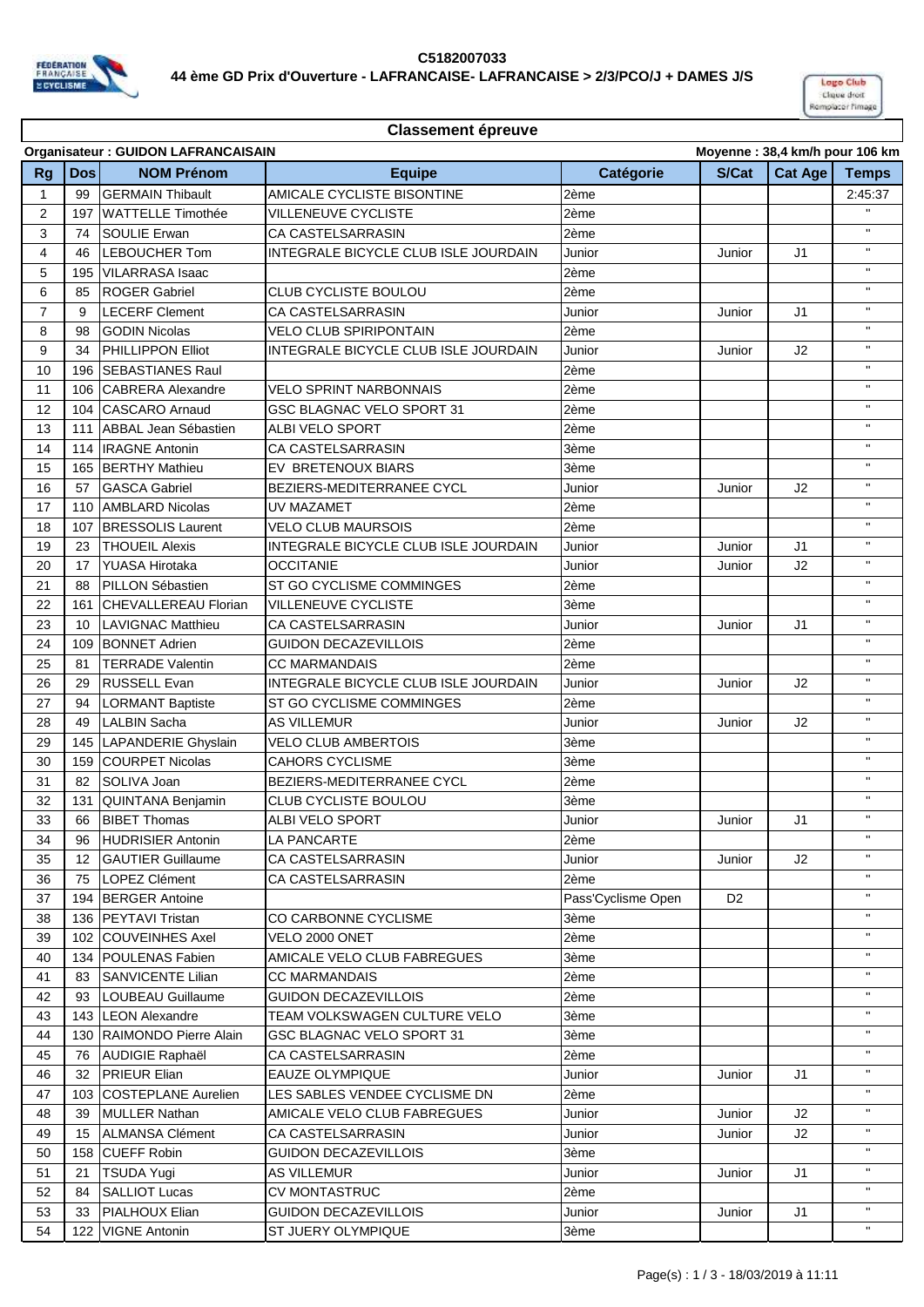**C5182007033**

**44 ème GD Prix d'Ouverture - LAFRANCAISE- LAFRANCAISE > 2/3/PCO/J + DAMES J/S**

## Classement épreuve

**Organisateur : GUIDON LAFRANCAISAIN** — **Moyenne : 38,4 km/h pour 106 km**

| Rg | Dos | NOM Prénom | Equipe | Catégorie | S/Cat | Cat Age | Temps |
|---|---|---|---|---|---|---|---|
| 1 | 99 | GERMAIN Thibault | AMICALE CYCLISTE BISONTINE | 2ème | | | 2:45:37 |
| 2 | 197 | WATTELLE Timothée | VILLENEUVE CYCLISTE | 2ème | | | " |
| 3 | 74 | SOULIE Erwan | CA CASTELSARRASIN | 2ème | | | " |
| 4 | 46 | LEBOUCHER Tom | INTEGRALE BICYCLE CLUB ISLE JOURDAIN | Junior | Junior | J1 | " |
| 5 | 195 | VILARRASA Isaac | | 2ème | | | " |
| 6 | 85 | ROGER Gabriel | CLUB CYCLISTE BOULOU | 2ème | | | " |
| 7 | 9 | LECERF Clement | CA CASTELSARRASIN | Junior | Junior | J1 | " |
| 8 | 98 | GODIN Nicolas | VELO CLUB SPIRIPONTAIN | 2ème | | | " |
| 9 | 34 | PHILLIPPON Elliot | INTEGRALE BICYCLE CLUB ISLE JOURDAIN | Junior | Junior | J2 | " |
| 10 | 196 | SEBASTIANES Raul | | 2ème | | | " |
| 11 | 106 | CABRERA Alexandre | VELO SPRINT NARBONNAIS | 2ème | | | " |
| 12 | 104 | CASCARO Arnaud | GSC BLAGNAC VELO SPORT 31 | 2ème | | | " |
| 13 | 111 | ABBAL Jean Sébastien | ALBI VELO SPORT | 2ème | | | " |
| 14 | 114 | IRAGNE Antonin | CA CASTELSARRASIN | 3ème | | | " |
| 15 | 165 | BERTHY Mathieu | EV BRETENOUX BIARS | 3ème | | | " |
| 16 | 57 | GASCA Gabriel | BEZIERS-MEDITERRANEE CYCL | Junior | Junior | J2 | " |
| 17 | 110 | AMBLARD Nicolas | UV MAZAMET | 2ème | | | " |
| 18 | 107 | BRESSOLIS Laurent | VELO CLUB MAURSOIS | 2ème | | | " |
| 19 | 23 | THOUEIL Alexis | INTEGRALE BICYCLE CLUB ISLE JOURDAIN | Junior | Junior | J1 | " |
| 20 | 17 | YUASA Hirotaka | OCCITANIE | Junior | Junior | J2 | " |
| 21 | 88 | PILLON Sébastien | ST GO CYCLISME COMMINGES | 2ème | | | " |
| 22 | 161 | CHEVALLEREAU Florian | VILLENEUVE CYCLISTE | 3ème | | | " |
| 23 | 10 | LAVIGNAC Matthieu | CA CASTELSARRASIN | Junior | Junior | J1 | " |
| 24 | 109 | BONNET Adrien | GUIDON DECAZEVILLOIS | 2ème | | | " |
| 25 | 81 | TERRADE Valentin | CC MARMANDAIS | 2ème | | | " |
| 26 | 29 | RUSSELL Evan | INTEGRALE BICYCLE CLUB ISLE JOURDAIN | Junior | Junior | J2 | " |
| 27 | 94 | LORMANT Baptiste | ST GO CYCLISME COMMINGES | 2ème | | | " |
| 28 | 49 | LALBIN Sacha | AS VILLEMUR | Junior | Junior | J2 | " |
| 29 | 145 | LAPANDERIE Ghyslain | VELO CLUB AMBERTOIS | 3ème | | | " |
| 30 | 159 | COURPET Nicolas | CAHORS CYCLISME | 3ème | | | " |
| 31 | 82 | SOLIVA Joan | BEZIERS-MEDITERRANEE CYCL | 2ème | | | " |
| 32 | 131 | QUINTANA Benjamin | CLUB CYCLISTE BOULOU | 3ème | | | " |
| 33 | 66 | BIBET Thomas | ALBI VELO SPORT | Junior | Junior | J1 | " |
| 34 | 96 | HUDRISIER Antonin | LA PANCARTE | 2ème | | | " |
| 35 | 12 | GAUTIER Guillaume | CA CASTELSARRASIN | Junior | Junior | J2 | " |
| 36 | 75 | LOPEZ Clément | CA CASTELSARRASIN | 2ème | | | " |
| 37 | 194 | BERGER Antoine | | Pass'Cyclisme Open | D2 | | " |
| 38 | 136 | PEYTAVI Tristan | CO CARBONNE CYCLISME | 3ème | | | " |
| 39 | 102 | COUVEINHES Axel | VELO 2000 ONET | 2ème | | | " |
| 40 | 134 | POULENAS Fabien | AMICALE VELO CLUB FABREGUES | 3ème | | | " |
| 41 | 83 | SANVICENTE Lilian | CC MARMANDAIS | 2ème | | | " |
| 42 | 93 | LOUBEAU Guillaume | GUIDON DECAZEVILLOIS | 2ème | | | " |
| 43 | 143 | LEON Alexandre | TEAM VOLKSWAGEN CULTURE VELO | 3ème | | | " |
| 44 | 130 | RAIMONDO Pierre Alain | GSC BLAGNAC VELO SPORT 31 | 3ème | | | " |
| 45 | 76 | AUDIGIE Raphaël | CA CASTELSARRASIN | 2ème | | | " |
| 46 | 32 | PRIEUR Elian | EAUZE OLYMPIQUE | Junior | Junior | J1 | " |
| 47 | 103 | COSTEPLANE Aurelien | LES SABLES VENDEE CYCLISME DN | 2ème | | | " |
| 48 | 39 | MULLER Nathan | AMICALE VELO CLUB FABREGUES | Junior | Junior | J2 | " |
| 49 | 15 | ALMANSA Clément | CA CASTELSARRASIN | Junior | Junior | J2 | " |
| 50 | 158 | CUEFF Robin | GUIDON DECAZEVILLOIS | 3ème | | | " |
| 51 | 21 | TSUDA Yugi | AS VILLEMUR | Junior | Junior | J1 | " |
| 52 | 84 | SALLIOT Lucas | CV MONTASTRUC | 2ème | | | " |
| 53 | 33 | PIALHOUX Elian | GUIDON DECAZEVILLOIS | Junior | Junior | J1 | " |
| 54 | 122 | VIGNE Antonin | ST JUERY OLYMPIQUE | 3ème | | | " |

Page(s) : 1 / 3 - 18/03/2019 à 11:11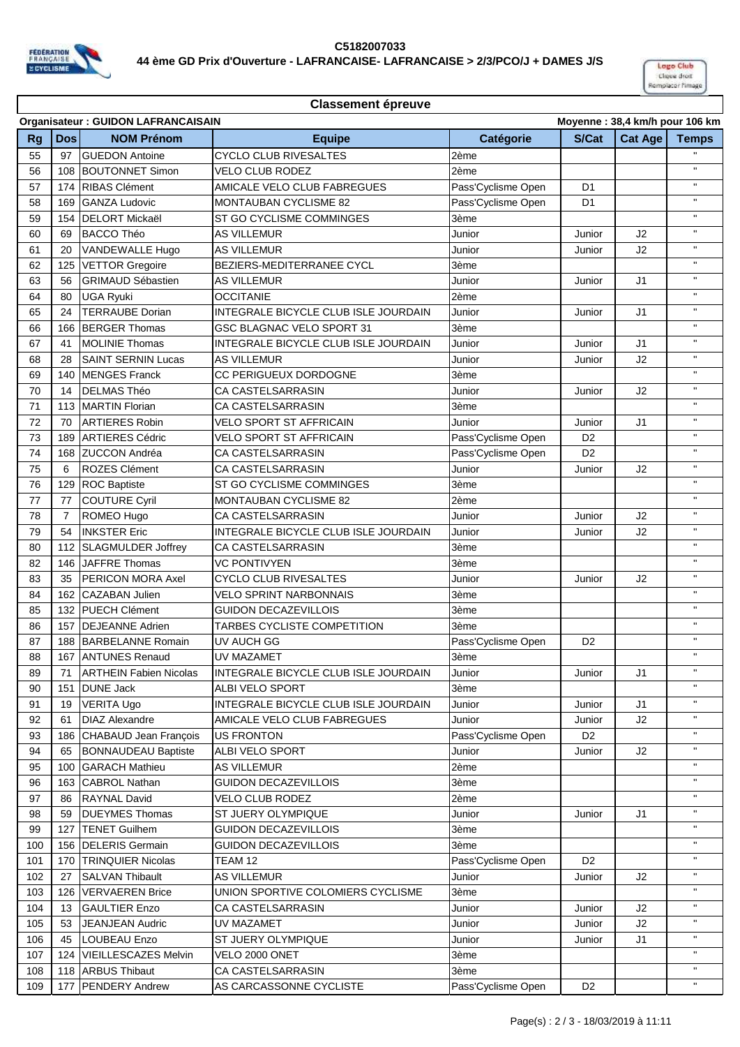**C5182007033**

**44 ème GD Prix d'Ouverture - LAFRANCAISE- LAFRANCAISE > 2/3/PCO/J + DAMES J/S**

## Classement épreuve

**Organisateur : GUIDON LAFRANCAISAIN** — **Moyenne : 38,4 km/h pour 106 km**

| Rg | Dos | NOM Prénom | Equipe | Catégorie | S/Cat | Cat Age | Temps |
|---|---|---|---|---|---|---|---|
| 55 | 97 | GUEDON Antoine | CYCLO CLUB RIVESALTES | 2ème | | | " |
| 56 | 108 | BOUTONNET Simon | VELO CLUB RODEZ | 2ème | | | " |
| 57 | 174 | RIBAS Clément | AMICALE VELO CLUB FABREGUES | Pass'Cyclisme Open | D1 | | " |
| 58 | 169 | GANZA Ludovic | MONTAUBAN CYCLISME 82 | Pass'Cyclisme Open | D1 | | " |
| 59 | 154 | DELORT Mickaël | ST GO CYCLISME COMMINGES | 3ème | | | " |
| 60 | 69 | BACCO Théo | AS VILLEMUR | Junior | Junior | J2 | " |
| 61 | 20 | VANDEWALLE Hugo | AS VILLEMUR | Junior | Junior | J2 | " |
| 62 | 125 | VETTOR Gregoire | BEZIERS-MEDITERRANEE CYCL | 3ème | | | " |
| 63 | 56 | GRIMAUD Sébastien | AS VILLEMUR | Junior | Junior | J1 | " |
| 64 | 80 | UGA Ryuki | OCCITANIE | 2ème | | | " |
| 65 | 24 | TERRAUBE Dorian | INTEGRALE BICYCLE CLUB ISLE JOURDAIN | Junior | Junior | J1 | " |
| 66 | 166 | BERGER Thomas | GSC BLAGNAC VELO SPORT 31 | 3ème | | | " |
| 67 | 41 | MOLINIE Thomas | INTEGRALE BICYCLE CLUB ISLE JOURDAIN | Junior | Junior | J1 | " |
| 68 | 28 | SAINT SERNIN Lucas | AS VILLEMUR | Junior | Junior | J2 | " |
| 69 | 140 | MENGES Franck | CC PERIGUEUX DORDOGNE | 3ème | | | " |
| 70 | 14 | DELMAS Théo | CA CASTELSARRASIN | Junior | Junior | J2 | " |
| 71 | 113 | MARTIN Florian | CA CASTELSARRASIN | 3ème | | | " |
| 72 | 70 | ARTIERES Robin | VELO SPORT ST AFFRICAIN | Junior | Junior | J1 | " |
| 73 | 189 | ARTIERES Cédric | VELO SPORT ST AFFRICAIN | Pass'Cyclisme Open | D2 | | " |
| 74 | 168 | ZUCCON Andréa | CA CASTELSARRASIN | Pass'Cyclisme Open | D2 | | " |
| 75 | 6 | ROZES Clément | CA CASTELSARRASIN | Junior | Junior | J2 | " |
| 76 | 129 | ROC Baptiste | ST GO CYCLISME COMMINGES | 3ème | | | " |
| 77 | 77 | COUTURE Cyril | MONTAUBAN CYCLISME 82 | 2ème | | | " |
| 78 | 7 | ROMEO Hugo | CA CASTELSARRASIN | Junior | Junior | J2 | " |
| 79 | 54 | INKSTER Eric | INTEGRALE BICYCLE CLUB ISLE JOURDAIN | Junior | Junior | J2 | " |
| 80 | 112 | SLAGMULDER Joffrey | CA CASTELSARRASIN | 3ème | | | " |
| 82 | 146 | JAFFRE Thomas | VC PONTIVYEN | 3ème | | | " |
| 83 | 35 | PERICON MORA Axel | CYCLO CLUB RIVESALTES | Junior | Junior | J2 | " |
| 84 | 162 | CAZABAN Julien | VELO SPRINT NARBONNAIS | 3ème | | | " |
| 85 | 132 | PUECH Clément | GUIDON DECAZEVILLOIS | 3ème | | | " |
| 86 | 157 | DEJEANNE Adrien | TARBES CYCLISTE COMPETITION | 3ème | | | " |
| 87 | 188 | BARBELANNE Romain | UV AUCH GG | Pass'Cyclisme Open | D2 | | " |
| 88 | 167 | ANTUNES Renaud | UV MAZAMET | 3ème | | | " |
| 89 | 71 | ARTHEIN Fabien Nicolas | INTEGRALE BICYCLE CLUB ISLE JOURDAIN | Junior | Junior | J1 | " |
| 90 | 151 | DUNE Jack | ALBI VELO SPORT | 3ème | | | " |
| 91 | 19 | VERITA Ugo | INTEGRALE BICYCLE CLUB ISLE JOURDAIN | Junior | Junior | J1 | " |
| 92 | 61 | DIAZ Alexandre | AMICALE VELO CLUB FABREGUES | Junior | Junior | J2 | " |
| 93 | 186 | CHABAUD Jean François | US FRONTON | Pass'Cyclisme Open | D2 | | " |
| 94 | 65 | BONNAUDEAU Baptiste | ALBI VELO SPORT | Junior | Junior | J2 | " |
| 95 | 100 | GARACH Mathieu | AS VILLEMUR | 2ème | | | " |
| 96 | 163 | CABROL Nathan | GUIDON DECAZEVILLOIS | 3ème | | | " |
| 97 | 86 | RAYNAL David | VELO CLUB RODEZ | 2ème | | | " |
| 98 | 59 | DUEYMES Thomas | ST JUERY OLYMPIQUE | Junior | Junior | J1 | " |
| 99 | 127 | TENET Guilhem | GUIDON DECAZEVILLOIS | 3ème | | | " |
| 100 | 156 | DELERIS Germain | GUIDON DECAZEVILLOIS | 3ème | | | " |
| 101 | 170 | TRINQUIER Nicolas | TEAM 12 | Pass'Cyclisme Open | D2 | | " |
| 102 | 27 | SALVAN Thibault | AS VILLEMUR | Junior | Junior | J2 | " |
| 103 | 126 | VERVAEREN Brice | UNION SPORTIVE COLOMIERS CYCLISME | 3ème | | | " |
| 104 | 13 | GAULTIER Enzo | CA CASTELSARRASIN | Junior | Junior | J2 | " |
| 105 | 53 | JEANJEAN Audric | UV MAZAMET | Junior | Junior | J2 | " |
| 106 | 45 | LOUBEAU Enzo | ST JUERY OLYMPIQUE | Junior | Junior | J1 | " |
| 107 | 124 | VIEILLESCAZES Melvin | VELO 2000 ONET | 3ème | | | " |
| 108 | 118 | ARBUS Thibaut | CA CASTELSARRASIN | 3ème | | | " |
| 109 | 177 | PENDERY Andrew | AS CARCASSONNE CYCLISTE | Pass'Cyclisme Open | D2 | | " |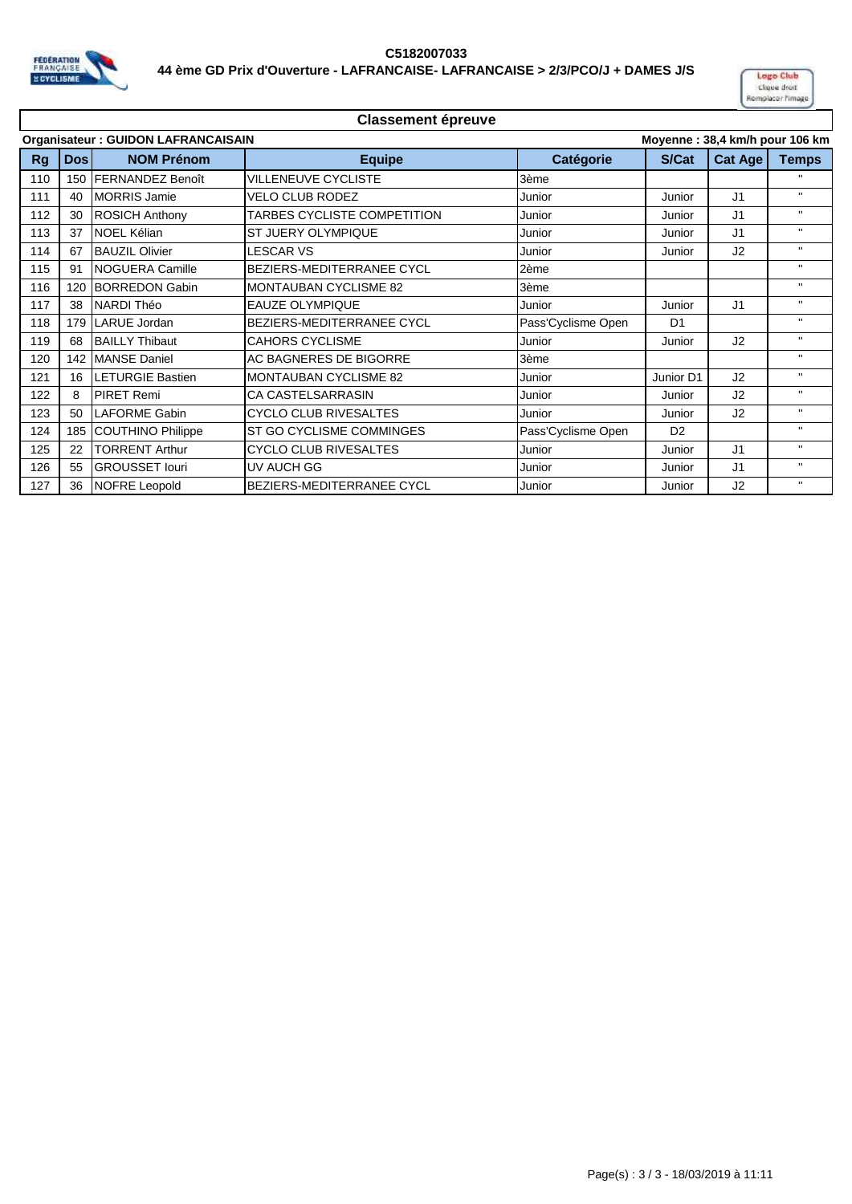C5182007033

**44 ème GD Prix d'Ouverture - LAFRANCAISE- LAFRANCAISE > 2/3/PCO/J + DAMES J/S**

## Classement épreuve

**Organisateur : GUIDON LAFRANCAISAIN** — **Moyenne : 38,4 km/h pour 106 km**

| Rg | Dos | NOM Prénom | Equipe | Catégorie | S/Cat | Cat Age | Temps |
|---|---|---|---|---|---|---|---|
| 110 | 150 | FERNANDEZ Benoît | VILLENEUVE CYCLISTE | 3ème | | | " |
| 111 | 40 | MORRIS Jamie | VELO CLUB RODEZ | Junior | Junior | J1 | " |
| 112 | 30 | ROSICH Anthony | TARBES CYCLISTE COMPETITION | Junior | Junior | J1 | " |
| 113 | 37 | NOEL Kélian | ST JUERY OLYMPIQUE | Junior | Junior | J1 | " |
| 114 | 67 | BAUZIL Olivier | LESCAR VS | Junior | Junior | J2 | " |
| 115 | 91 | NOGUERA Camille | BEZIERS-MEDITERRANEE CYCL | 2ème | | | " |
| 116 | 120 | BORREDON Gabin | MONTAUBAN CYCLISME 82 | 3ème | | | " |
| 117 | 38 | NARDI Théo | EAUZE OLYMPIQUE | Junior | Junior | J1 | " |
| 118 | 179 | LARUE Jordan | BEZIERS-MEDITERRANEE CYCL | Pass'Cyclisme Open | D1 | | " |
| 119 | 68 | BAILLY Thibaut | CAHORS CYCLISME | Junior | Junior | J2 | " |
| 120 | 142 | MANSE Daniel | AC BAGNERES DE BIGORRE | 3ème | | | " |
| 121 | 16 | LETURGIE Bastien | MONTAUBAN CYCLISME 82 | Junior | Junior D1 | J2 | " |
| 122 | 8 | PIRET Remi | CA CASTELSARRASIN | Junior | Junior | J2 | " |
| 123 | 50 | LAFORME Gabin | CYCLO CLUB RIVESALTES | Junior | Junior | J2 | " |
| 124 | 185 | COUTHINO Philippe | ST GO CYCLISME COMMINGES | Pass'Cyclisme Open | D2 | | " |
| 125 | 22 | TORRENT Arthur | CYCLO CLUB RIVESALTES | Junior | Junior | J1 | " |
| 126 | 55 | GROUSSET Iouri | UV AUCH GG | Junior | Junior | J1 | " |
| 127 | 36 | NOFRE Leopold | BEZIERS-MEDITERRANEE CYCL | Junior | Junior | J2 | " |